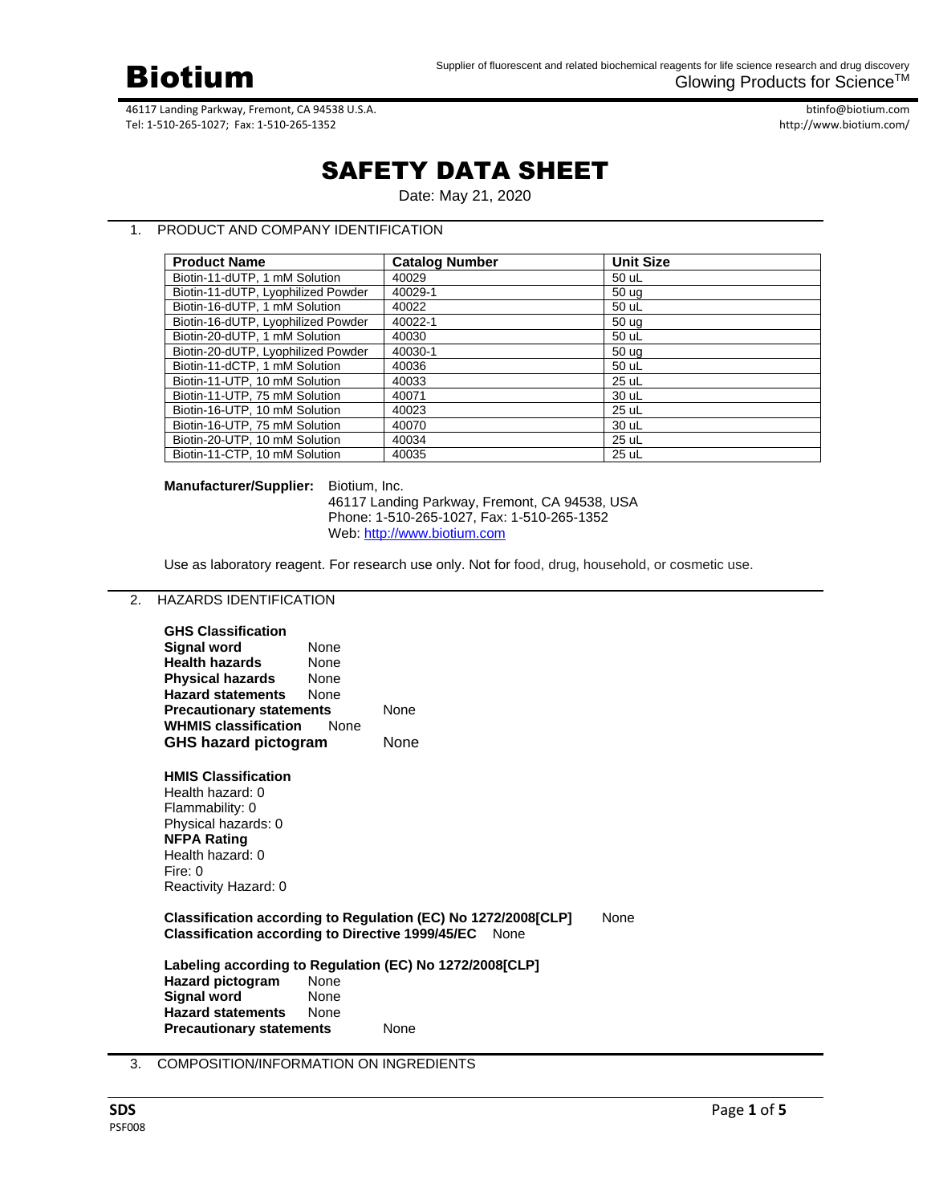# Biotium

Supplier of fluorescent and related biochemical reagents for life science research and drug discovery
Glowing Products for Science™

46117 Landing Parkway, Fremont, CA 94538 U.S.A.
Tel: 1-510-265-1027; Fax: 1-510-265-1352

btinfo@biotium.com
http://www.biotium.com/

# SAFETY DATA SHEET

Date: May 21, 2020

## 1. PRODUCT AND COMPANY IDENTIFICATION

| Product Name | Catalog Number | Unit Size |
|---|---|---|
| Biotin-11-dUTP, 1 mM Solution | 40029 | 50 uL |
| Biotin-11-dUTP, Lyophilized Powder | 40029-1 | 50 ug |
| Biotin-16-dUTP, 1 mM Solution | 40022 | 50 uL |
| Biotin-16-dUTP, Lyophilized Powder | 40022-1 | 50 ug |
| Biotin-20-dUTP, 1 mM Solution | 40030 | 50 uL |
| Biotin-20-dUTP, Lyophilized Powder | 40030-1 | 50 ug |
| Biotin-11-dCTP, 1 mM Solution | 40036 | 50 uL |
| Biotin-11-UTP, 10 mM Solution | 40033 | 25 uL |
| Biotin-11-UTP, 75 mM Solution | 40071 | 30 uL |
| Biotin-16-UTP, 10 mM Solution | 40023 | 25 uL |
| Biotin-16-UTP, 75 mM Solution | 40070 | 30 uL |
| Biotin-20-UTP, 10 mM Solution | 40034 | 25 uL |
| Biotin-11-CTP, 10 mM Solution | 40035 | 25 uL |

**Manufacturer/Supplier:** Biotium, Inc.
46117 Landing Parkway, Fremont, CA 94538, USA
Phone: 1-510-265-1027, Fax: 1-510-265-1352
Web: http://www.biotium.com

Use as laboratory reagent. For research use only. Not for food, drug, household, or cosmetic use.

## 2. HAZARDS IDENTIFICATION

**GHS Classification**
**Signal word** None
**Health hazards** None
**Physical hazards** None
**Hazard statements** None
**Precautionary statements** None
**WHMIS classification** None
**GHS hazard pictogram** None

**HMIS Classification**
Health hazard: 0
Flammability: 0
Physical hazards: 0
**NFPA Rating**
Health hazard: 0
Fire: 0
Reactivity Hazard: 0

**Classification according to Regulation (EC) No 1272/2008[CLP]** None
**Classification according to Directive 1999/45/EC** None

**Labeling according to Regulation (EC) No 1272/2008[CLP]**
**Hazard pictogram** None
**Signal word** None
**Hazard statements** None
**Precautionary statements** None

## 3. COMPOSITION/INFORMATION ON INGREDIENTS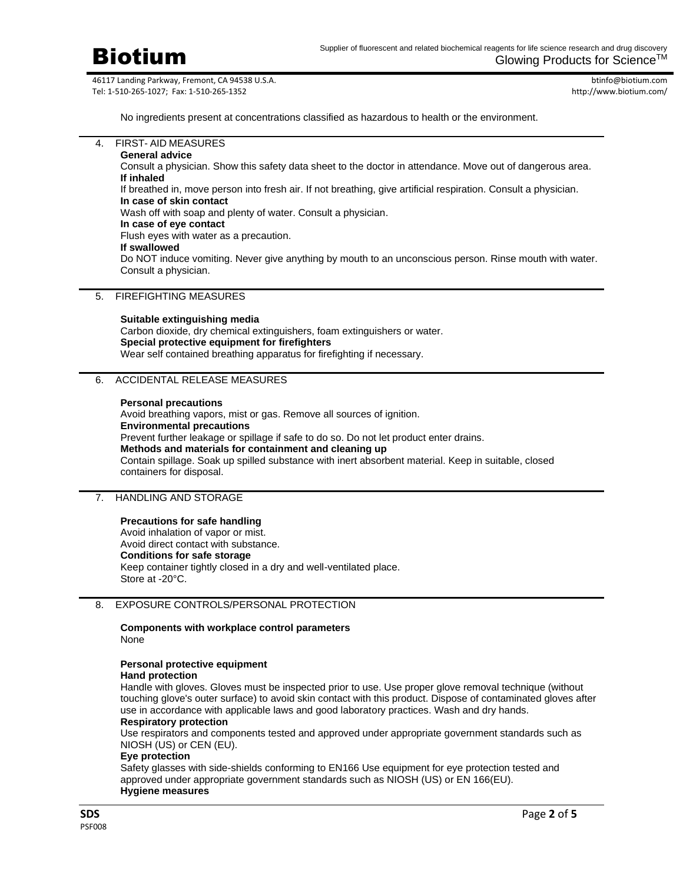No ingredients present at concentrations classified as hazardous to health or the environment.

## 4. FIRST- AID MEASURES

**General advice**
Consult a physician. Show this safety data sheet to the doctor in attendance. Move out of dangerous area.
**If inhaled**
If breathed in, move person into fresh air. If not breathing, give artificial respiration. Consult a physician.
**In case of skin contact**
Wash off with soap and plenty of water. Consult a physician.
**In case of eye contact**
Flush eyes with water as a precaution.
**If swallowed**
Do NOT induce vomiting. Never give anything by mouth to an unconscious person. Rinse mouth with water. Consult a physician.

## 5. FIREFIGHTING MEASURES

**Suitable extinguishing media**
Carbon dioxide, dry chemical extinguishers, foam extinguishers or water.
**Special protective equipment for firefighters**
Wear self contained breathing apparatus for firefighting if necessary.

## 6. ACCIDENTAL RELEASE MEASURES

**Personal precautions**
Avoid breathing vapors, mist or gas. Remove all sources of ignition.
**Environmental precautions**
Prevent further leakage or spillage if safe to do so. Do not let product enter drains.
**Methods and materials for containment and cleaning up**
Contain spillage. Soak up spilled substance with inert absorbent material. Keep in suitable, closed containers for disposal.

## 7. HANDLING AND STORAGE

**Precautions for safe handling**
Avoid inhalation of vapor or mist.
Avoid direct contact with substance.
**Conditions for safe storage**
Keep container tightly closed in a dry and well-ventilated place.
Store at -20°C.

## 8. EXPOSURE CONTROLS/PERSONAL PROTECTION

**Components with workplace control parameters**
None

**Personal protective equipment**
**Hand protection**
Handle with gloves. Gloves must be inspected prior to use. Use proper glove removal technique (without touching glove's outer surface) to avoid skin contact with this product. Dispose of contaminated gloves after use in accordance with applicable laws and good laboratory practices. Wash and dry hands.
**Respiratory protection**
Use respirators and components tested and approved under appropriate government standards such as NIOSH (US) or CEN (EU).
**Eye protection**
Safety glasses with side-shields conforming to EN166 Use equipment for eye protection tested and approved under appropriate government standards such as NIOSH (US) or EN 166(EU).
**Hygiene measures**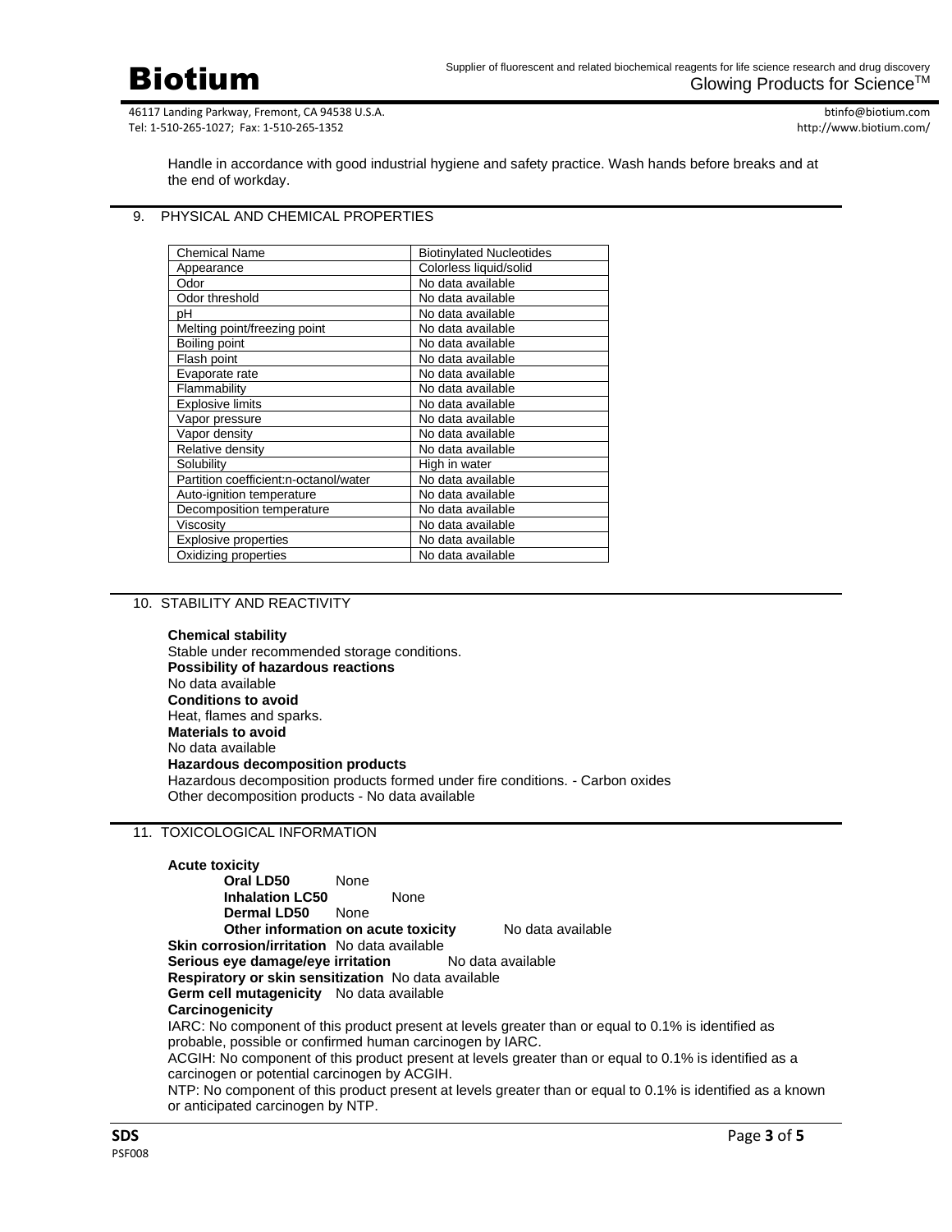Handle in accordance with good industrial hygiene and safety practice. Wash hands before breaks and at the end of workday.

## 9. PHYSICAL AND CHEMICAL PROPERTIES

| Chemical Name | Biotinylated Nucleotides |
|---|---|
| Appearance | Colorless liquid/solid |
| Odor | No data available |
| Odor threshold | No data available |
| pH | No data available |
| Melting point/freezing point | No data available |
| Boiling point | No data available |
| Flash point | No data available |
| Evaporate rate | No data available |
| Flammability | No data available |
| Explosive limits | No data available |
| Vapor pressure | No data available |
| Vapor density | No data available |
| Relative density | No data available |
| Solubility | High in water |
| Partition coefficient:n-octanol/water | No data available |
| Auto-ignition temperature | No data available |
| Decomposition temperature | No data available |
| Viscosity | No data available |
| Explosive properties | No data available |
| Oxidizing properties | No data available |

## 10. STABILITY AND REACTIVITY

**Chemical stability**
Stable under recommended storage conditions.
**Possibility of hazardous reactions**
No data available
**Conditions to avoid**
Heat, flames and sparks.
**Materials to avoid**
No data available
**Hazardous decomposition products**
Hazardous decomposition products formed under fire conditions. - Carbon oxides
Other decomposition products - No data available

## 11. TOXICOLOGICAL INFORMATION

**Acute toxicity**

**Oral LD50** None
**Inhalation LC50** None
**Dermal LD50** None
**Other information on acute toxicity** No data available

**Skin corrosion/irritation** No data available
**Serious eye damage/eye irritation** No data available
**Respiratory or skin sensitization** No data available
**Germ cell mutagenicity** No data available
**Carcinogenicity**
IARC: No component of this product present at levels greater than or equal to 0.1% is identified as probable, possible or confirmed human carcinogen by IARC.
ACGIH: No component of this product present at levels greater than or equal to 0.1% is identified as a carcinogen or potential carcinogen by ACGIH.
NTP: No component of this product present at levels greater than or equal to 0.1% is identified as a known or anticipated carcinogen by NTP.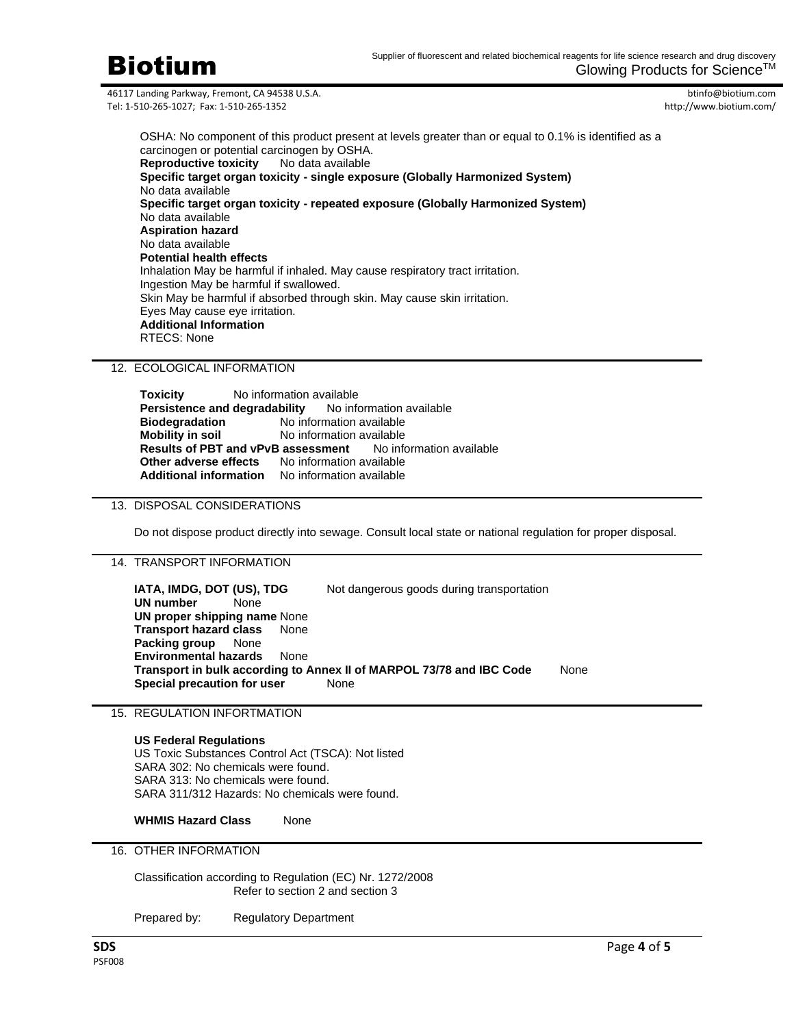OSHA: No component of this product present at levels greater than or equal to 0.1% is identified as a carcinogen or potential carcinogen by OSHA.

**Reproductive toxicity** No data available

**Specific target organ toxicity - single exposure (Globally Harmonized System)**
No data available

**Specific target organ toxicity - repeated exposure (Globally Harmonized System)**
No data available

**Aspiration hazard**
No data available

**Potential health effects**
Inhalation May be harmful if inhaled. May cause respiratory tract irritation.
Ingestion May be harmful if swallowed.
Skin May be harmful if absorbed through skin. May cause skin irritation.
Eyes May cause eye irritation.

**Additional Information**
RTECS: None

## 12. ECOLOGICAL INFORMATION

**Toxicity** No information available
**Persistence and degradability** No information available
**Biodegradation** No information available
**Mobility in soil** No information available
**Results of PBT and vPvB assessment** No information available
**Other adverse effects** No information available
**Additional information** No information available

## 13. DISPOSAL CONSIDERATIONS

Do not dispose product directly into sewage. Consult local state or national regulation for proper disposal.

## 14. TRANSPORT INFORMATION

**IATA, IMDG, DOT (US), TDG** Not dangerous goods during transportation
**UN number** None
**UN proper shipping name** None
**Transport hazard class** None
**Packing group** None
**Environmental hazards** None
**Transport in bulk according to Annex II of MARPOL 73/78 and IBC Code** None
**Special precaution for user** None

## 15. REGULATION INFORTMATION

**US Federal Regulations**
US Toxic Substances Control Act (TSCA): Not listed
SARA 302: No chemicals were found.
SARA 313: No chemicals were found.
SARA 311/312 Hazards: No chemicals were found.

**WHMIS Hazard Class** None

## 16. OTHER INFORMATION

Classification according to Regulation (EC) Nr. 1272/2008
Refer to section 2 and section 3

Prepared by: Regulatory Department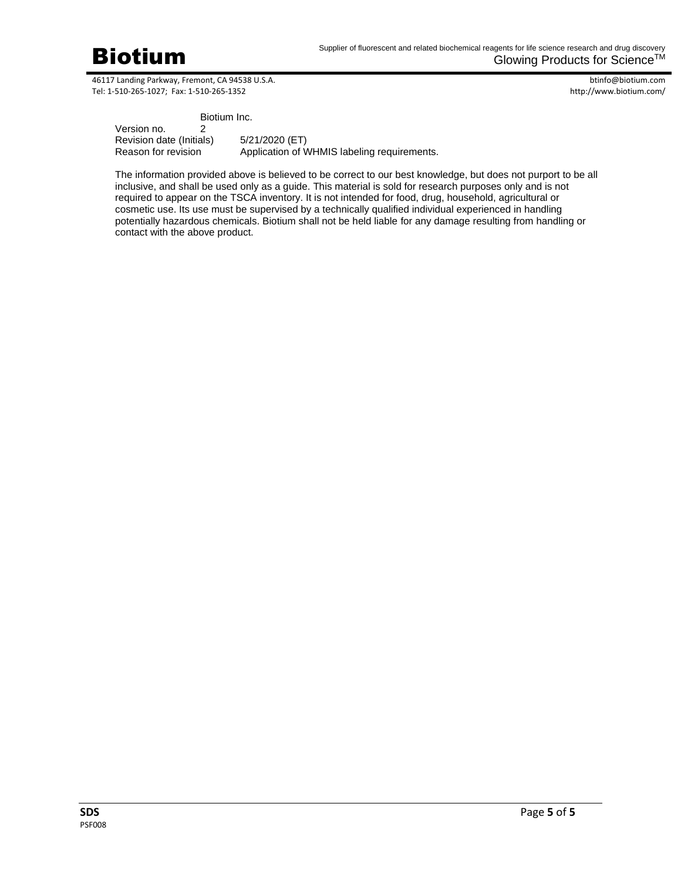Biotium Inc.

| | |
|---|---|
| Version no. | 2 |
| Revision date (Initials) | 5/21/2020 (ET) |
| Reason for revision | Application of WHMIS labeling requirements. |

The information provided above is believed to be correct to our best knowledge, but does not purport to be all inclusive, and shall be used only as a guide. This material is sold for research purposes only and is not required to appear on the TSCA inventory. It is not intended for food, drug, household, agricultural or cosmetic use. Its use must be supervised by a technically qualified individual experienced in handling potentially hazardous chemicals. Biotium shall not be held liable for any damage resulting from handling or contact with the above product.